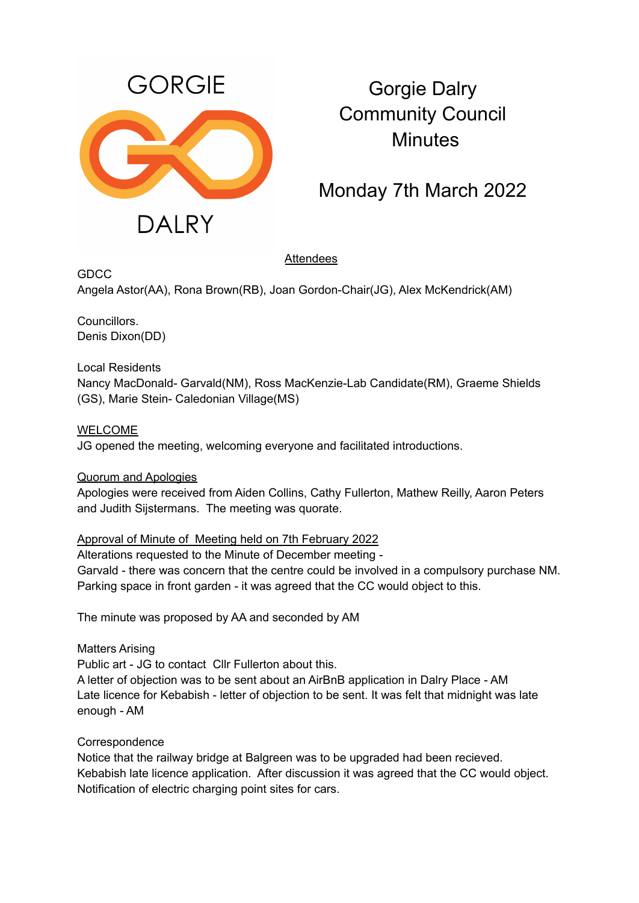# Gorgie Dalry Community Council Minutes

## Monday 7th March 2022

Attendees

GDCC
Angela Astor(AA), Rona Brown(RB), Joan Gordon-Chair(JG), Alex McKendrick(AM)

Councillors.
Denis Dixon(DD)

Local Residents
Nancy MacDonald- Garvald(NM), Ross MacKenzie-Lab Candidate(RM), Graeme Shields (GS), Marie Stein- Caledonian Village(MS)

WELCOME
JG opened the meeting, welcoming everyone and facilitated introductions.

Quorum and Apologies
Apologies were received from Aiden Collins, Cathy Fullerton, Mathew Reilly, Aaron Peters and Judith Sijstermans. The meeting was quorate.

Approval of Minute of Meeting held on 7th February 2022
Alterations requested to the Minute of December meeting -
Garvald - there was concern that the centre could be involved in a compulsory purchase NM.
Parking space in front garden - it was agreed that the CC would object to this.

The minute was proposed by AA and seconded by AM

Matters Arising
Public art - JG to contact Cllr Fullerton about this.
A letter of objection was to be sent about an AirBnB application in Dalry Place - AM
Late licence for Kebabish - letter of objection to be sent. It was felt that midnight was late enough - AM

Correspondence
Notice that the railway bridge at Balgreen was to be upgraded had been recieved.
Kebabish late licence application. After discussion it was agreed that the CC would object.
Notification of electric charging point sites for cars.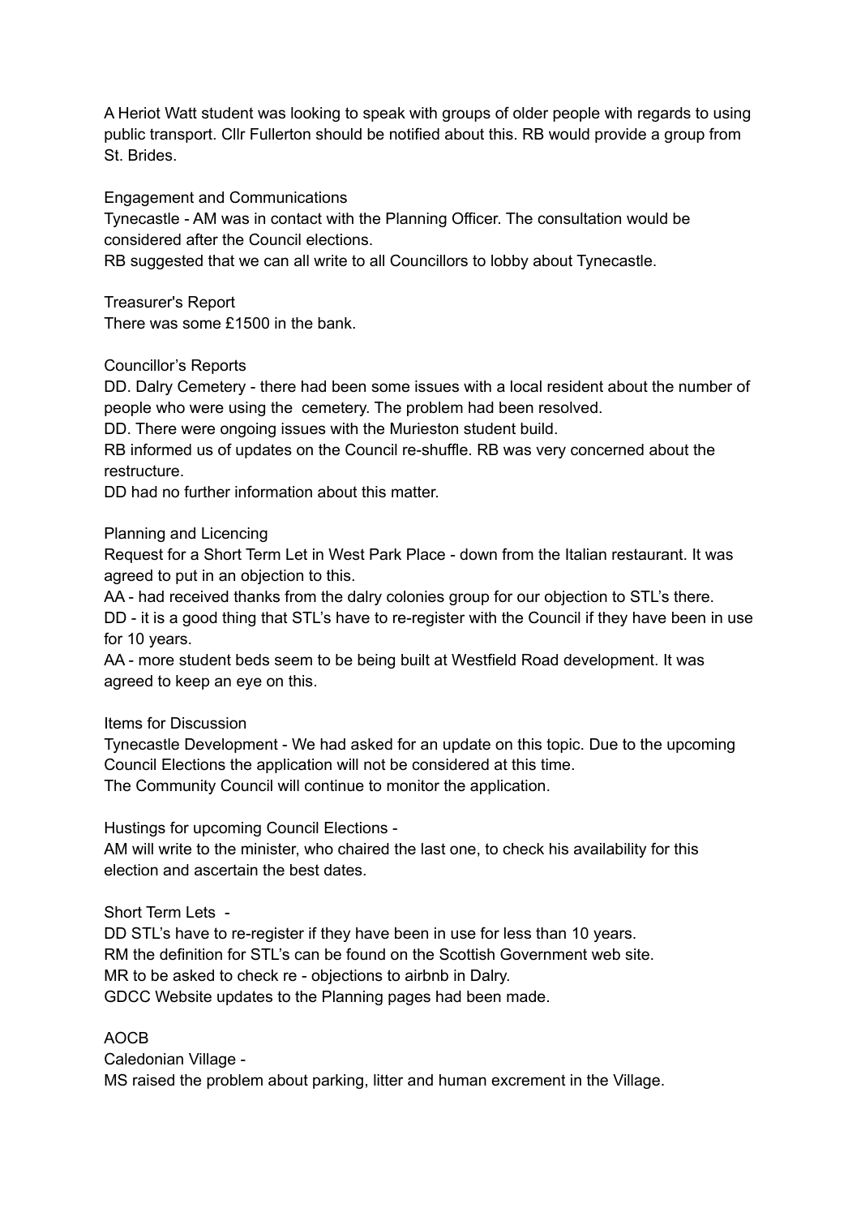A Heriot Watt student was looking to speak with groups of older people with regards to using public transport. Cllr Fullerton should be notified about this. RB would provide a group from St. Brides.

Engagement and Communications

Tynecastle - AM was in contact with the Planning Officer. The consultation would be considered after the Council elections.

RB suggested that we can all write to all Councillors to lobby about Tynecastle.

Treasurer's Report

There was some £1500 in the bank.

Councillor's Reports

DD. Dalry Cemetery - there had been some issues with a local resident about the number of people who were using the cemetery. The problem had been resolved.

DD. There were ongoing issues with the Murieston student build.

RB informed us of updates on the Council re-shuffle. RB was very concerned about the restructure.

DD had no further information about this matter.

Planning and Licencing

Request for a Short Term Let in West Park Place - down from the Italian restaurant. It was agreed to put in an objection to this.

AA - had received thanks from the dalry colonies group for our objection to STL's there.

DD - it is a good thing that STL's have to re-register with the Council if they have been in use for 10 years.

AA - more student beds seem to be being built at Westfield Road development. It was agreed to keep an eye on this.

Items for Discussion

Tynecastle Development - We had asked for an update on this topic. Due to the upcoming Council Elections the application will not be considered at this time.

The Community Council will continue to monitor the application.

Hustings for upcoming Council Elections -

AM will write to the minister, who chaired the last one, to check his availability for this election and ascertain the best dates.

Short Term Lets -

DD STL's have to re-register if they have been in use for less than 10 years.

RM the definition for STL's can be found on the Scottish Government web site.

MR to be asked to check re - objections to airbnb in Dalry.

GDCC Website updates to the Planning pages had been made.

AOCB

Caledonian Village -

MS raised the problem about parking, litter and human excrement in the Village.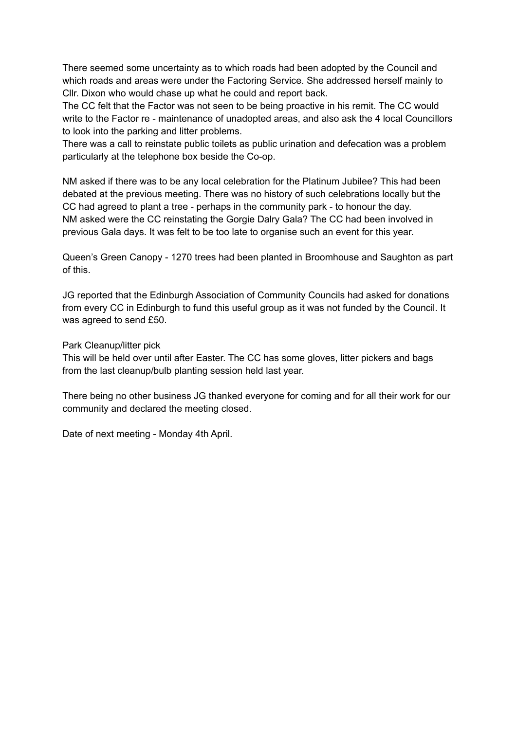There seemed some uncertainty as to which roads had been adopted by the Council and which roads and areas were under the Factoring Service. She addressed herself mainly to Cllr. Dixon who would chase up what he could and report back.
The CC felt that the Factor was not seen to be being proactive in his remit. The CC would write to the Factor re - maintenance of unadopted areas, and also ask the 4 local Councillors to look into the parking and litter problems.
There was a call to reinstate public toilets as public urination and defecation was a problem particularly at the telephone box beside the Co-op.

NM asked if there was to be any local celebration for the Platinum Jubilee? This had been debated at the previous meeting. There was no history of such celebrations locally but the CC had agreed to plant a tree - perhaps in the community park - to honour the day.
NM asked were the CC reinstating the Gorgie Dalry Gala? The CC had been involved in previous Gala days. It was felt to be too late to organise such an event for this year.

Queen's Green Canopy - 1270 trees had been planted in Broomhouse and Saughton as part of this.

JG reported that the Edinburgh Association of Community Councils had asked for donations from every CC in Edinburgh to fund this useful group as it was not funded by the Council. It was agreed to send £50.

Park Cleanup/litter pick
This will be held over until after Easter. The CC has some gloves, litter pickers and bags from the last cleanup/bulb planting session held last year.

There being no other business JG thanked everyone for coming and for all their work for our community and declared the meeting closed.

Date of next meeting - Monday 4th April.